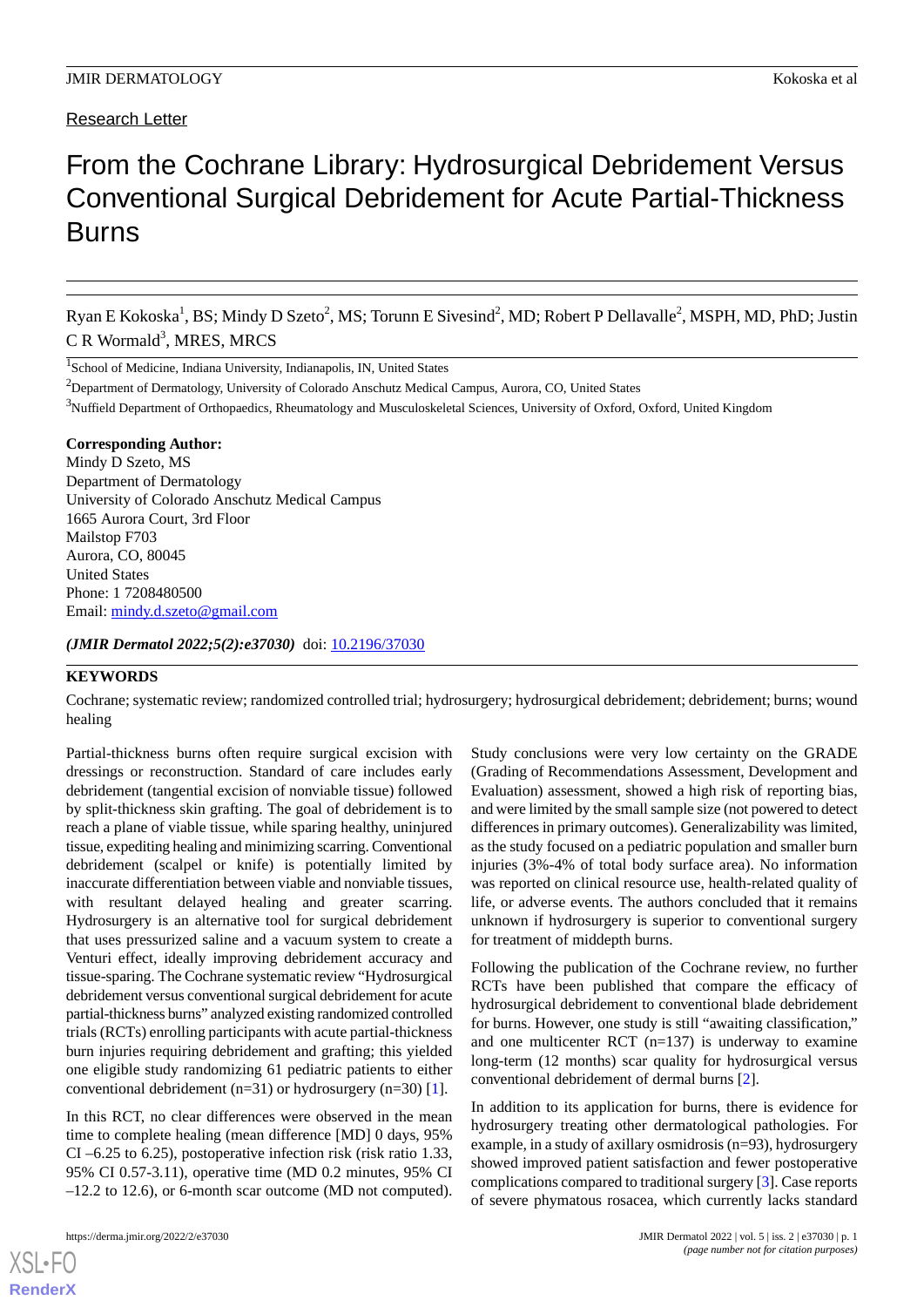Research Letter

# From the Cochrane Library: Hydrosurgical Debridement Versus Conventional Surgical Debridement for Acute Partial-Thickness Burns

Ryan E Kokoska[1], BS; Mindy D Szeto[2], MS; Torunn E Sivesind[2], MD; Robert P Dellavalle[2], MSPH, MD, PhD; Justin C R Wormald[3], MRES, MRCS

[1]School of Medicine, Indiana University, Indianapolis, IN, United States

[2]Department of Dermatology, University of Colorado Anschutz Medical Campus, Aurora, CO, United States

[3]Nuffield Department of Orthopaedics, Rheumatology and Musculoskeletal Sciences, University of Oxford, Oxford, United Kingdom

**Corresponding Author:**
Mindy D Szeto, MS
Department of Dermatology
University of Colorado Anschutz Medical Campus
1665 Aurora Court, 3rd Floor
Mailstop F703
Aurora, CO, 80045
United States
Phone: 1 7208480500
Email: mindy.d.szeto@gmail.com

***(JMIR Dermatol 2022;5(2):e37030)*** doi: 10.2196/37030

**KEYWORDS**

Cochrane; systematic review; randomized controlled trial; hydrosurgery; hydrosurgical debridement; debridement; burns; wound healing

Partial-thickness burns often require surgical excision with dressings or reconstruction. Standard of care includes early debridement (tangential excision of nonviable tissue) followed by split-thickness skin grafting. The goal of debridement is to reach a plane of viable tissue, while sparing healthy, uninjured tissue, expediting healing and minimizing scarring. Conventional debridement (scalpel or knife) is potentially limited by inaccurate differentiation between viable and nonviable tissues, with resultant delayed healing and greater scarring. Hydrosurgery is an alternative tool for surgical debridement that uses pressurized saline and a vacuum system to create a Venturi effect, ideally improving debridement accuracy and tissue-sparing. The Cochrane systematic review "Hydrosurgical debridement versus conventional surgical debridement for acute partial-thickness burns" analyzed existing randomized controlled trials (RCTs) enrolling participants with acute partial-thickness burn injuries requiring debridement and grafting; this yielded one eligible study randomizing 61 pediatric patients to either conventional debridement (n=31) or hydrosurgery (n=30) [1].

In this RCT, no clear differences were observed in the mean time to complete healing (mean difference [MD] 0 days, 95% CI –6.25 to 6.25), postoperative infection risk (risk ratio 1.33, 95% CI 0.57-3.11), operative time (MD 0.2 minutes, 95% CI –12.2 to 12.6), or 6-month scar outcome (MD not computed). Study conclusions were very low certainty on the GRADE (Grading of Recommendations Assessment, Development and Evaluation) assessment, showed a high risk of reporting bias, and were limited by the small sample size (not powered to detect differences in primary outcomes). Generalizability was limited, as the study focused on a pediatric population and smaller burn injuries (3%-4% of total body surface area). No information was reported on clinical resource use, health-related quality of life, or adverse events. The authors concluded that it remains unknown if hydrosurgery is superior to conventional surgery for treatment of middepth burns.

Following the publication of the Cochrane review, no further RCTs have been published that compare the efficacy of hydrosurgical debridement to conventional blade debridement for burns. However, one study is still "awaiting classification," and one multicenter RCT (n=137) is underway to examine long-term (12 months) scar quality for hydrosurgical versus conventional debridement of dermal burns [2].

In addition to its application for burns, there is evidence for hydrosurgery treating other dermatological pathologies. For example, in a study of axillary osmidrosis (n=93), hydrosurgery showed improved patient satisfaction and fewer postoperative complications compared to traditional surgery [3]. Case reports of severe phymatous rosacea, which currently lacks standard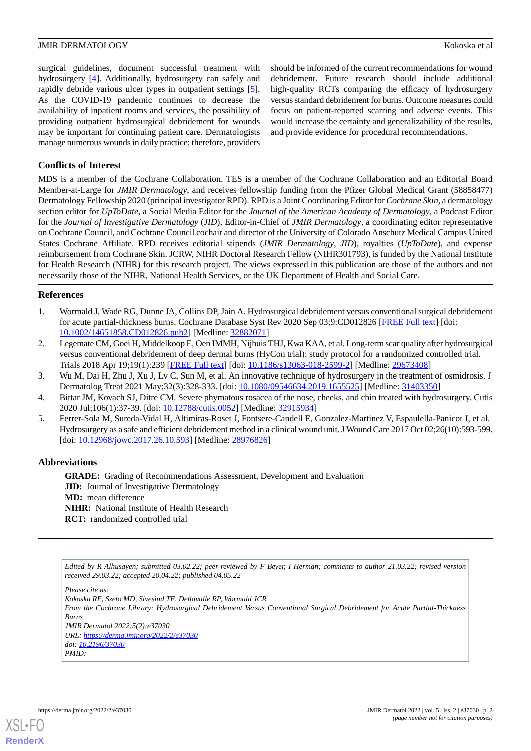surgical guidelines, document successful treatment with hydrosurgery [4]. Additionally, hydrosurgery can safely and rapidly debride various ulcer types in outpatient settings [5]. As the COVID-19 pandemic continues to decrease the availability of inpatient rooms and services, the possibility of providing outpatient hydrosurgical debridement for wounds may be important for continuing patient care. Dermatologists manage numerous wounds in daily practice; therefore, providers should be informed of the current recommendations for wound debridement. Future research should include additional high-quality RCTs comparing the efficacy of hydrosurgery versus standard debridement for burns. Outcome measures could focus on patient-reported scarring and adverse events. This would increase the certainty and generalizability of the results, and provide evidence for procedural recommendations.

## Conflicts of Interest

MDS is a member of the Cochrane Collaboration. TES is a member of the Cochrane Collaboration and an Editorial Board Member-at-Large for *JMIR Dermatology*, and receives fellowship funding from the Pfizer Global Medical Grant (58858477) Dermatology Fellowship 2020 (principal investigator RPD). RPD is a Joint Coordinating Editor for *Cochrane Skin*, a dermatology section editor for *UpToDate*, a Social Media Editor for the *Journal of the American Academy of Dermatology*, a Podcast Editor for the *Journal of Investigative Dermatology* (*JID*), Editor-in-Chief of *JMIR Dermatology*, a coordinating editor representative on Cochrane Council, and Cochrane Council cochair and director of the University of Colorado Anschutz Medical Campus United States Cochrane Affiliate. RPD receives editorial stipends (*JMIR Dermatology*, *JID*), royalties (*UpToDate*), and expense reimbursement from Cochrane Skin. JCRW, NIHR Doctoral Research Fellow (NIHR301793), is funded by the National Institute for Health Research (NIHR) for this research project. The views expressed in this publication are those of the authors and not necessarily those of the NIHR, National Health Services, or the UK Department of Health and Social Care.

## References

1. Wormald J, Wade RG, Dunne JA, Collins DP, Jain A. Hydrosurgical debridement versus conventional surgical debridement for acute partial-thickness burns. Cochrane Database Syst Rev 2020 Sep 03;9:CD012826 [FREE Full text] [doi: 10.1002/14651858.CD012826.pub2] [Medline: 32882071]
2. Legemate CM, Goei H, Middelkoop E, Oen IMMH, Nijhuis THJ, Kwa KAA, et al. Long-term scar quality after hydrosurgical versus conventional debridement of deep dermal burns (HyCon trial): study protocol for a randomized controlled trial. Trials 2018 Apr 19;19(1):239 [FREE Full text] [doi: 10.1186/s13063-018-2599-2] [Medline: 29673408]
3. Wu M, Dai H, Zhu J, Xu J, Lv C, Sun M, et al. An innovative technique of hydrosurgery in the treatment of osmidrosis. J Dermatolog Treat 2021 May;32(3):328-333. [doi: 10.1080/09546634.2019.1655525] [Medline: 31403350]
4. Bittar JM, Kovach SJ, Ditre CM. Severe phymatous rosacea of the nose, cheeks, and chin treated with hydrosurgery. Cutis 2020 Jul;106(1):37-39. [doi: 10.12788/cutis.0052] [Medline: 32915934]
5. Ferrer-Sola M, Sureda-Vidal H, Altimiras-Roset J, Fontsere-Candell E, Gonzalez-Martinez V, Espaulella-Panicot J, et al. Hydrosurgery as a safe and efficient debridement method in a clinical wound unit. J Wound Care 2017 Oct 02;26(10):593-599. [doi: 10.12968/jowc.2017.26.10.593] [Medline: 28976826]

## Abbreviations

**GRADE:** Grading of Recommendations Assessment, Development and Evaluation
**JID:** Journal of Investigative Dermatology
**MD:** mean difference
**NIHR:** National Institute of Health Research
**RCT:** randomized controlled trial

*Edited by R Alhusayen; submitted 03.02.22; peer-reviewed by F Beyer, I Herman; comments to author 21.03.22; revised version received 29.03.22; accepted 20.04.22; published 04.05.22*

*Please cite as:*
*Kokoska RE, Szeto MD, Sivesind TE, Dellavalle RP, Wormald JCR*
*From the Cochrane Library: Hydrosurgical Debridement Versus Conventional Surgical Debridement for Acute Partial-Thickness Burns*
*JMIR Dermatol 2022;5(2):e37030*
*URL: https://derma.jmir.org/2022/2/e37030*
*doi: 10.2196/37030*
*PMID:*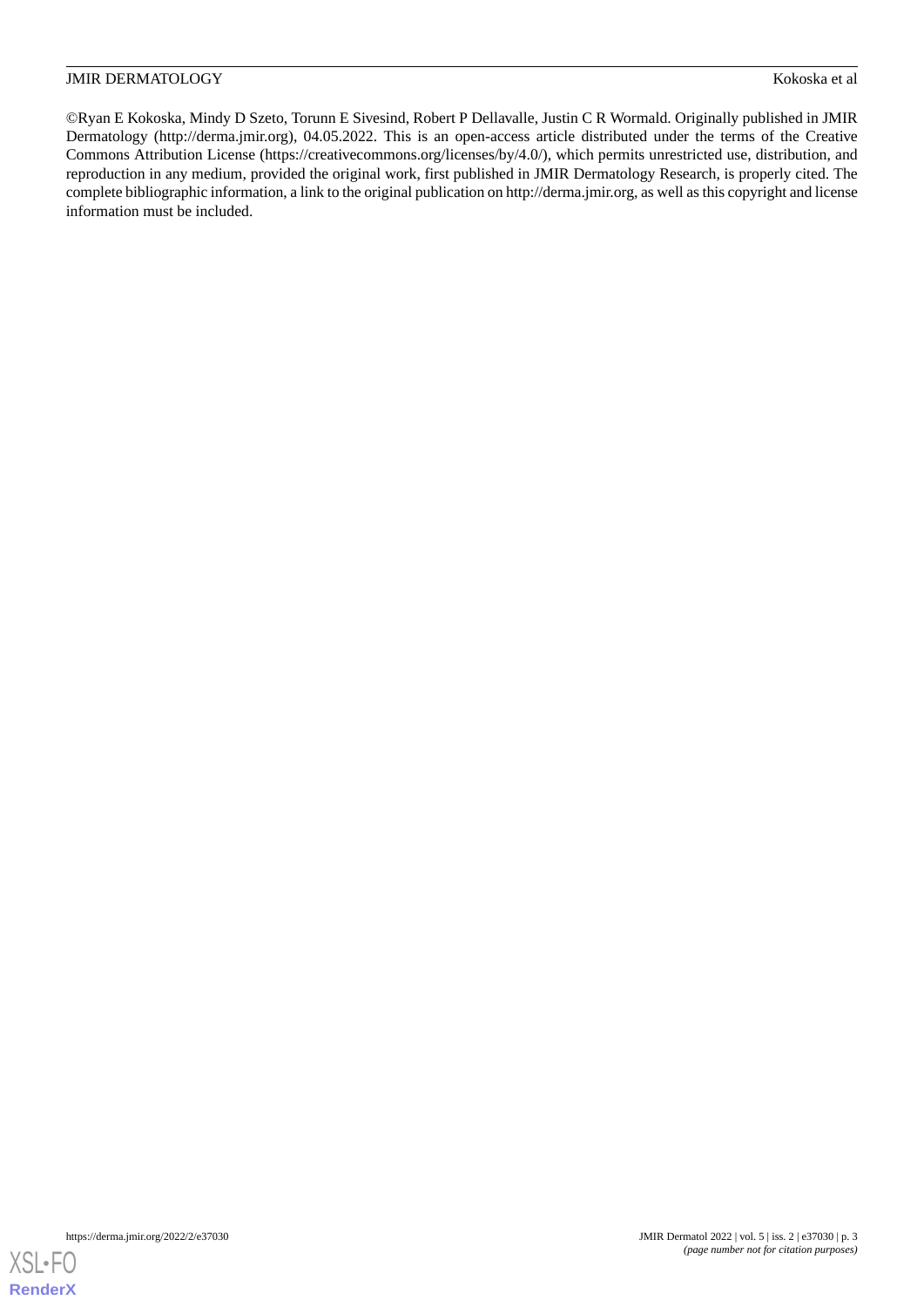©Ryan E Kokoska, Mindy D Szeto, Torunn E Sivesind, Robert P Dellavalle, Justin C R Wormald. Originally published in JMIR Dermatology (http://derma.jmir.org), 04.05.2022. This is an open-access article distributed under the terms of the Creative Commons Attribution License (https://creativecommons.org/licenses/by/4.0/), which permits unrestricted use, distribution, and reproduction in any medium, provided the original work, first published in JMIR Dermatology Research, is properly cited. The complete bibliographic information, a link to the original publication on http://derma.jmir.org, as well as this copyright and license information must be included.